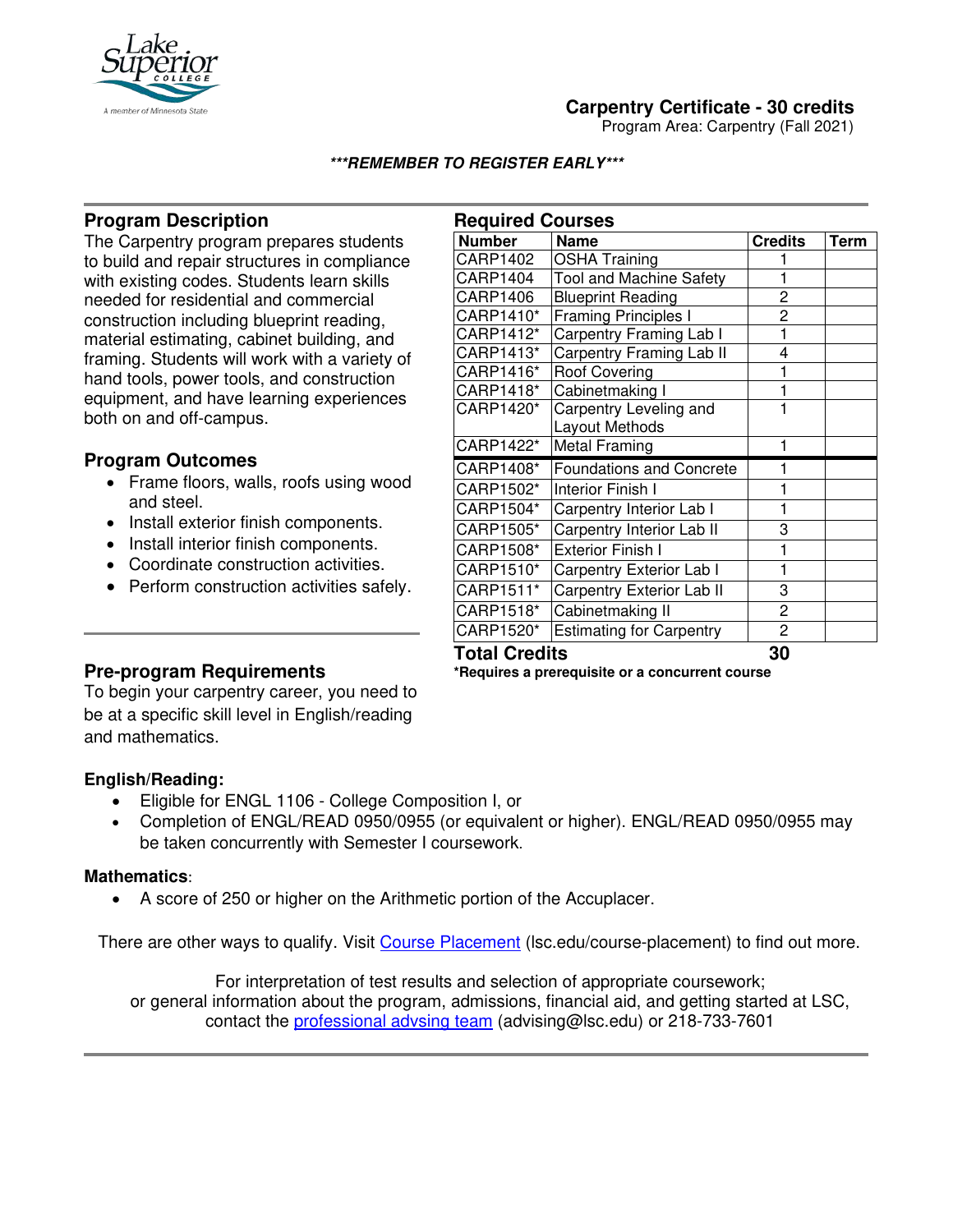# Carpentry Certificate - 30 credits

Program Area: Carpentry (Fall 2021)

***REMEMBER TO REGISTER EARLY***

## Program Description

The Carpentry program prepares students to build and repair structures in compliance with existing codes. Students learn skills needed for residential and commercial construction including blueprint reading, material estimating, cabinet building, and framing. Students will work with a variety of hand tools, power tools, and construction equipment, and have learning experiences both on and off-campus.

## Program Outcomes

- Frame floors, walls, roofs using wood and steel.
- Install exterior finish components.
- Install interior finish components.
- Coordinate construction activities.
- Perform construction activities safely.

## Required Courses

| Number | Name | Credits | Term |
|---|---|---|---|
| CARP1402 | OSHA Training | 1 | |
| CARP1404 | Tool and Machine Safety | 1 | |
| CARP1406 | Blueprint Reading | 2 | |
| CARP1410* | Framing Principles I | 2 | |
| CARP1412* | Carpentry Framing Lab I | 1 | |
| CARP1413* | Carpentry Framing Lab II | 4 | |
| CARP1416* | Roof Covering | 1 | |
| CARP1418* | Cabinetmaking I | 1 | |
| CARP1420* | Carpentry Leveling and Layout Methods | 1 | |
| CARP1422* | Metal Framing | 1 | |
| CARP1408* | Foundations and Concrete | 1 | |
| CARP1502* | Interior Finish I | 1 | |
| CARP1504* | Carpentry Interior Lab I | 1 | |
| CARP1505* | Carpentry Interior Lab II | 3 | |
| CARP1508* | Exterior Finish I | 1 | |
| CARP1510* | Carpentry Exterior Lab I | 1 | |
| CARP1511* | Carpentry Exterior Lab II | 3 | |
| CARP1518* | Cabinetmaking II | 2 | |
| CARP1520* | Estimating for Carpentry | 2 | |
| **Total Credits** | | **30** | |

***Requires a prerequisite or a concurrent course**

## Pre-program Requirements

To begin your carpentry career, you need to be at a specific skill level in English/reading and mathematics.

### English/Reading:

- Eligible for ENGL 1106 - College Composition I, or
- Completion of ENGL/READ 0950/0955 (or equivalent or higher). ENGL/READ 0950/0955 may be taken concurrently with Semester I coursework.

### Mathematics:

- A score of 250 or higher on the Arithmetic portion of the Accuplacer.

There are other ways to qualify. Visit Course Placement (lsc.edu/course-placement) to find out more.

For interpretation of test results and selection of appropriate coursework; or general information about the program, admissions, financial aid, and getting started at LSC, contact the professional advsing team (advising@lsc.edu) or 218-733-7601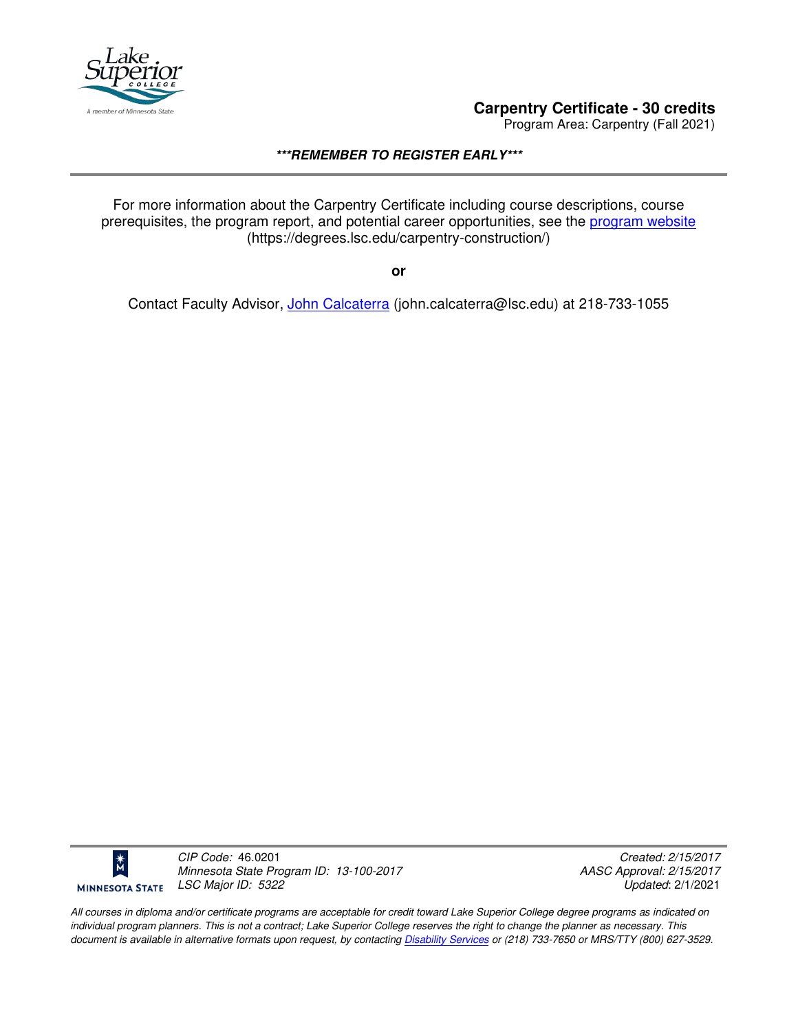## Carpentry Certificate - 30 credits

Program Area: Carpentry (Fall 2021)

***REMEMBER TO REGISTER EARLY***

For more information about the Carpentry Certificate including course descriptions, course prerequisites, the program report, and potential career opportunities, see the program website (https://degrees.lsc.edu/carpentry-construction/)

**or**

Contact Faculty Advisor, John Calcaterra (john.calcaterra@lsc.edu) at 218-733-1055

*CIP Code:* 46.0201
*Minnesota State Program ID: 13-100-2017*
*LSC Major ID: 5322*

*Created: 2/15/2017*
*AASC Approval: 2/15/2017*
*Updated*: 2/1/2021

*All courses in diploma and/or certificate programs are acceptable for credit toward Lake Superior College degree programs as indicated on individual program planners. This is not a contract; Lake Superior College reserves the right to change the planner as necessary. This document is available in alternative formats upon request, by contacting Disability Services or (218) 733-7650 or MRS/TTY (800) 627-3529.*